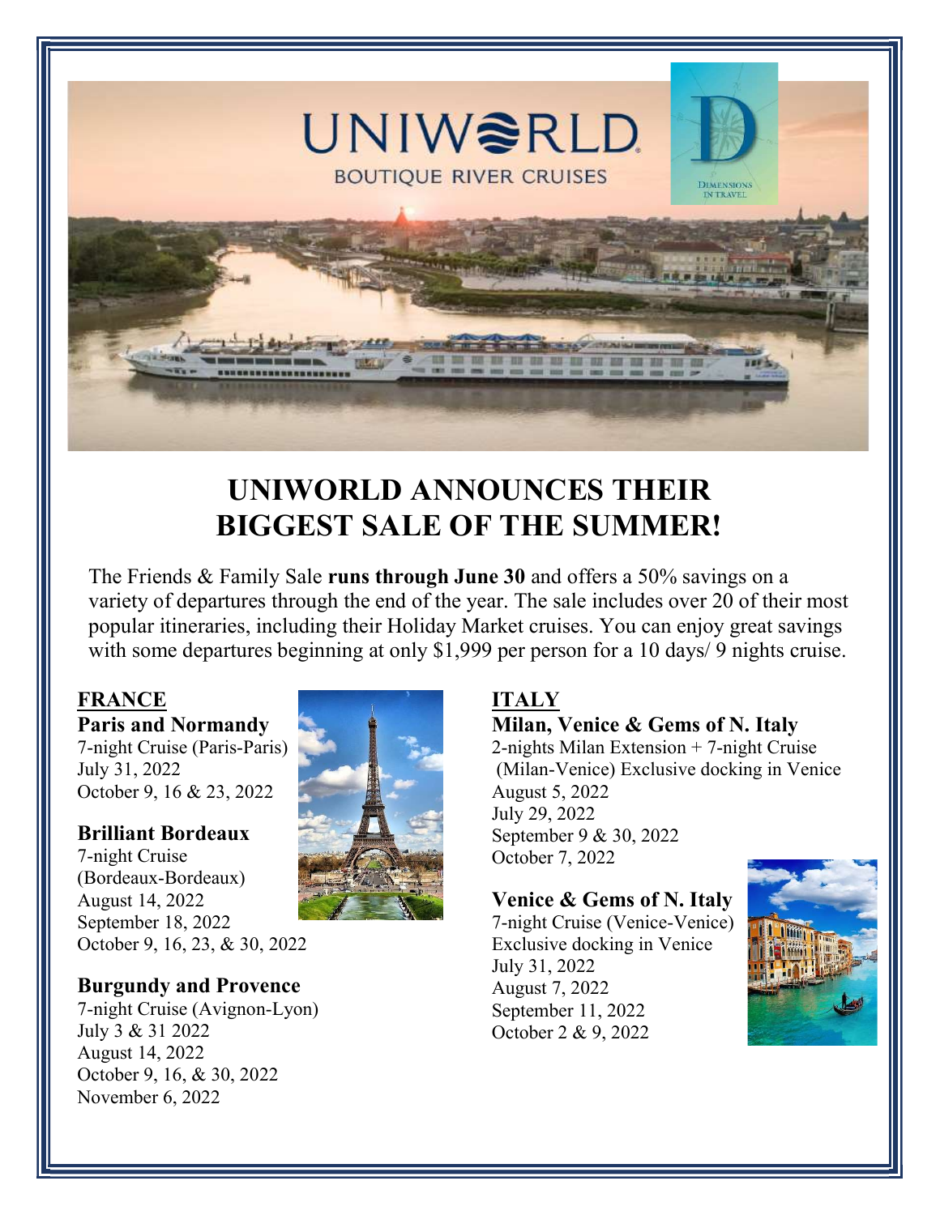# UNIWORLD ANNOUNCES THEIR BIGGEST SALE OF THE SUMMER!

The Friends & Family Sale **runs through June 30** and offers a 50% savings on a variety of departures through the end of the year. The sale includes over 20 of their most popular itineraries, including their Holiday Market cruises. You can enjoy great savings with some departures beginning at only $1,999 per person for a 10 days/ 9 nights cruise.

## FRANCE

**Paris and Normandy**
7-night Cruise (Paris-Paris)
July 31, 2022
October 9, 16 & 23, 2022

**Brilliant Bordeaux**
7-night Cruise
(Bordeaux-Bordeaux)
August 14, 2022
September 18, 2022
October 9, 16, 23, & 30, 2022

**Burgundy and Provence**
7-night Cruise (Avignon-Lyon)
July 3 & 31 2022
August 14, 2022
October 9, 16, & 30, 2022
November 6, 2022

## ITALY

**Milan, Venice & Gems of N. Italy**
2-nights Milan Extension + 7-night Cruise
(Milan-Venice) Exclusive docking in Venice
August 5, 2022
July 29, 2022
September 9 & 30, 2022
October 7, 2022

**Venice & Gems of N. Italy**
7-night Cruise (Venice-Venice)
Exclusive docking in Venice
July 31, 2022
August 7, 2022
September 11, 2022
October 2 & 9, 2022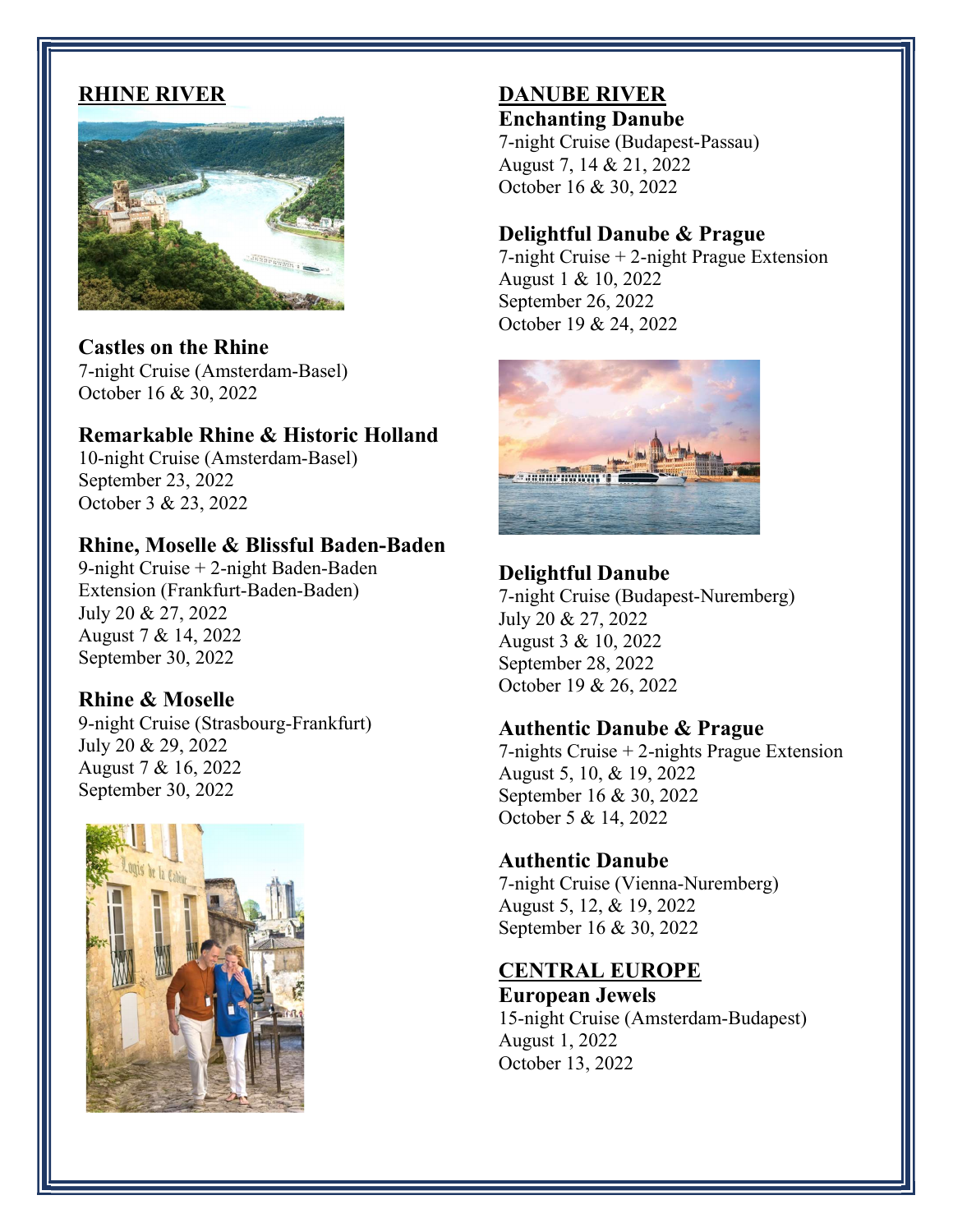## RHINE RIVER

### Castles on the Rhine
7-night Cruise (Amsterdam-Basel)
October 16 & 30, 2022

### Remarkable Rhine & Historic Holland
10-night Cruise (Amsterdam-Basel)
September 23, 2022
October 3 & 23, 2022

### Rhine, Moselle & Blissful Baden-Baden
9-night Cruise + 2-night Baden-Baden Extension (Frankfurt-Baden-Baden)
July 20 & 27, 2022
August 7 & 14, 2022
September 30, 2022

### Rhine & Moselle
9-night Cruise (Strasbourg-Frankfurt)
July 20 & 29, 2022
August 7 & 16, 2022
September 30, 2022

## DANUBE RIVER

### Enchanting Danube
7-night Cruise (Budapest-Passau)
August 7, 14 & 21, 2022
October 16 & 30, 2022

### Delightful Danube & Prague
7-night Cruise + 2-night Prague Extension
August 1 & 10, 2022
September 26, 2022
October 19 & 24, 2022

### Delightful Danube
7-night Cruise (Budapest-Nuremberg)
July 20 & 27, 2022
August 3 & 10, 2022
September 28, 2022
October 19 & 26, 2022

### Authentic Danube & Prague
7-nights Cruise + 2-nights Prague Extension
August 5, 10, & 19, 2022
September 16 & 30, 2022
October 5 & 14, 2022

### Authentic Danube
7-night Cruise (Vienna-Nuremberg)
August 5, 12, & 19, 2022
September 16 & 30, 2022

## CENTRAL EUROPE

### European Jewels
15-night Cruise (Amsterdam-Budapest)
August 1, 2022
October 13, 2022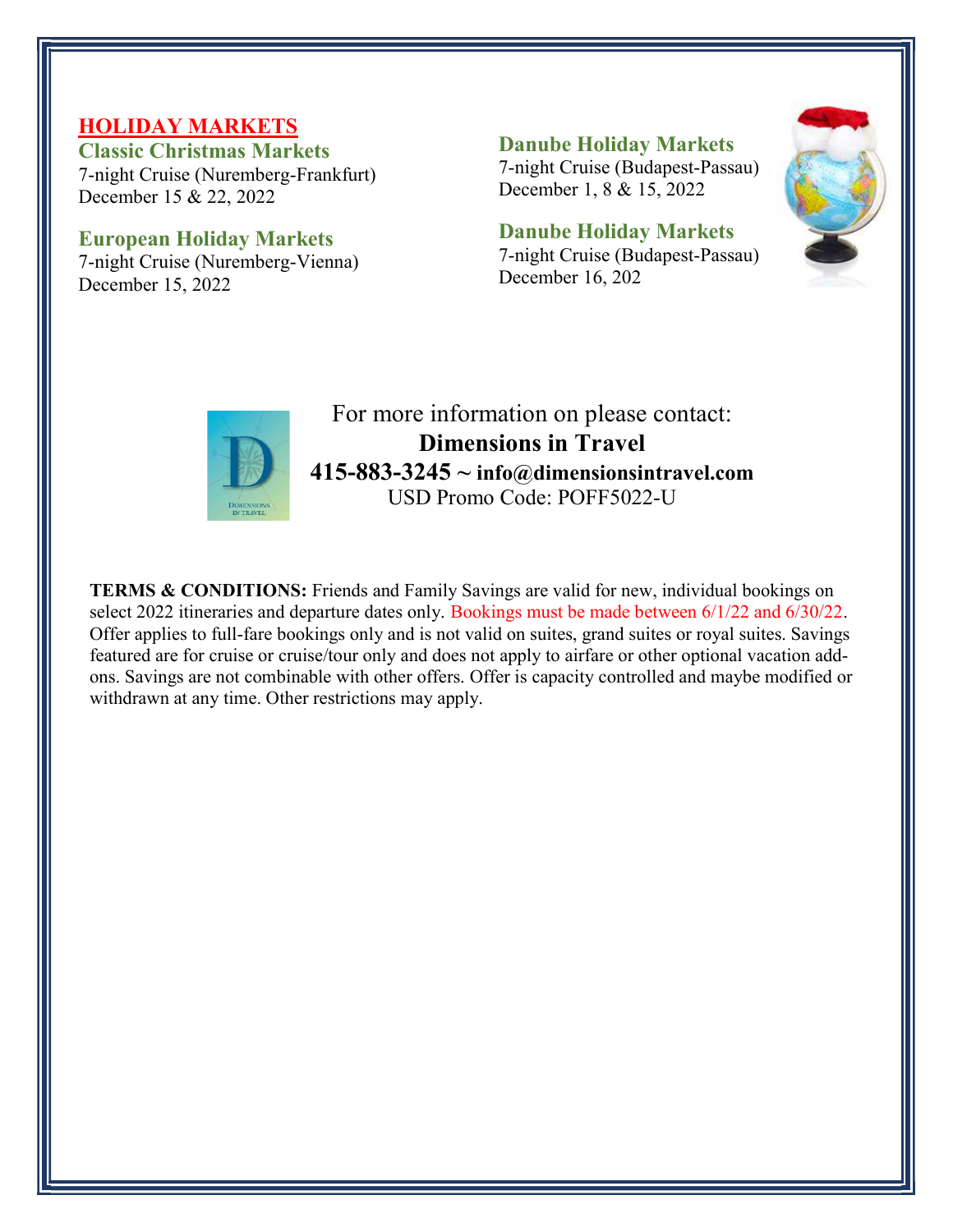## HOLIDAY MARKETS

### Classic Christmas Markets
7-night Cruise (Nuremberg-Frankfurt)
December 15 & 22, 2022

### European Holiday Markets
7-night Cruise (Nuremberg-Vienna)
December 15, 2022

### Danube Holiday Markets
7-night Cruise (Budapest-Passau)
December 1, 8 & 15, 2022

### Danube Holiday Markets
7-night Cruise (Budapest-Passau)
December 16, 202

For more information on please contact:
**Dimensions in Travel**
**415-883-3245 ~ info@dimensionsintravel.com**
USD Promo Code: POFF5022-U

**TERMS & CONDITIONS:** Friends and Family Savings are valid for new, individual bookings on select 2022 itineraries and departure dates only. Bookings must be made between 6/1/22 and 6/30/22. Offer applies to full-fare bookings only and is not valid on suites, grand suites or royal suites. Savings featured are for cruise or cruise/tour only and does not apply to airfare or other optional vacation add-ons. Savings are not combinable with other offers. Offer is capacity controlled and maybe modified or withdrawn at any time. Other restrictions may apply.